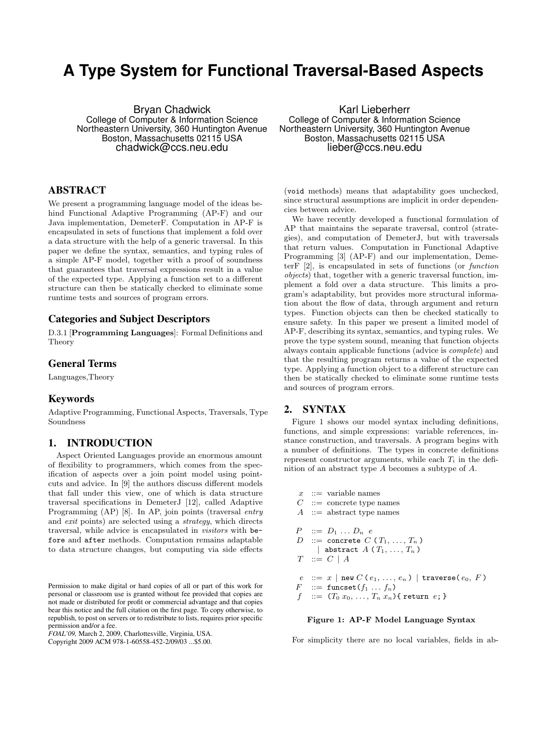# A Type System for Functional Traversal-Based Aspects

Bryan Chadwick
College of Computer & Information Science
Northeastern University, 360 Huntington Avenue
Boston, Massachusetts 02115 USA
chadwick@ccs.neu.edu

Karl Lieberherr
College of Computer & Information Science
Northeastern University, 360 Huntington Avenue
Boston, Massachusetts 02115 USA
lieber@ccs.neu.edu

## ABSTRACT

We present a programming language model of the ideas behind Functional Adaptive Programming (AP-F) and our Java implementation, DemeterF. Computation in AP-F is encapsulated in sets of functions that implement a fold over a data structure with the help of a generic traversal. In this paper we define the syntax, semantics, and typing rules of a simple AP-F model, together with a proof of soundness that guarantees that traversal expressions result in a value of the expected type. Applying a function set to a different structure can then be statically checked to eliminate some runtime tests and sources of program errors.

### Categories and Subject Descriptors

D.3.1 [**Programming Languages**]: Formal Definitions and Theory

### General Terms

Languages,Theory

### Keywords

Adaptive Programming, Functional Aspects, Traversals, Type Soundness

## 1. INTRODUCTION

Aspect Oriented Languages provide an enormous amount of flexibility to programmers, which comes from the specification of aspects over a join point model using pointcuts and advice. In [9] the authors discuss different models that fall under this view, one of which is data structure traversal specifications in DemeterJ [12], called Adaptive Programming (AP) [8]. In AP, join points (traversal *entry* and *exit* points) are selected using a *strategy*, which directs traversal, while advice is encapsulated in *visitors* with `before` and `after` methods. Computation remains adaptable to data structure changes, but computing via side effects (`void` methods) means that adaptability goes unchecked, since structural assumptions are implicit in order dependencies between advice.

We have recently developed a functional formulation of AP that maintains the separate traversal, control (strategies), and computation of DemeterJ, but with traversals that return values. Computation in Functional Adaptive Programming [3] (AP-F) and our implementation, DemeterF [2], is encapsulated in sets of functions (or *function objects*) that, together with a generic traversal function, implement a fold over a data structure. This limits a program's adaptability, but provides more structural information about the flow of data, through argument and return types. Function objects can then be checked statically to ensure safety. In this paper we present a limited model of AP-F, describing its syntax, semantics, and typing rules. We prove the type system sound, meaning that function objects always contain applicable functions (advice is *complete*) and that the resulting program returns a value of the expected type. Applying a function object to a different structure can then be statically checked to eliminate some runtime tests and sources of program errors.

## 2. SYNTAX

Figure 1 shows our model syntax including definitions, functions, and simple expressions: variable references, instance construction, and traversals. A program begins with a number of definitions. The types in concrete definitions represent constructor arguments, while each $T_i$ in the definition of an abstract type $A$ becomes a subtype of $A$.

$$
\begin{array}{rcl}
x & ::= & \text{variable names} \\
C & ::= & \text{concrete type names} \\
A & ::= & \text{abstract type names} \\
\\
P & ::= & D_1 \ldots D_n \ e \\
D & ::= & \texttt{concrete}\ C\ (\,T_1, \ldots, T_n\,) \\
  & | & \texttt{abstract}\ A\ (\,T_1, \ldots, T_n\,) \\
T & ::= & C \mid A \\
\\
e & ::= & x \mid \texttt{new}\ C\,(\,e_1, \ldots, e_n\,) \mid \texttt{traverse(}\,e_0,\ F\,\texttt{)} \\
F & ::= & \texttt{funcset(}f_1 \ldots f_n\texttt{)} \\
f & ::= & (T_0\ x_0, \ldots, T_n\ x_n)\texttt{\{ return } e\texttt{; \}}
\end{array}
$$

**Figure 1: AP-F Model Language Syntax**

For simplicity there are no local variables, fields in ab-

Permission to make digital or hard copies of all or part of this work for personal or classroom use is granted without fee provided that copies are not made or distributed for profit or commercial advantage and that copies bear this notice and the full citation on the first page. To copy otherwise, to republish, to post on servers or to redistribute to lists, requires prior specific permission and/or a fee.
*FOAL'09,* March 2, 2009, Charlottesville, Virginia, USA.
Copyright 2009 ACM 978-1-60558-452-2/09/03 ...$5.00.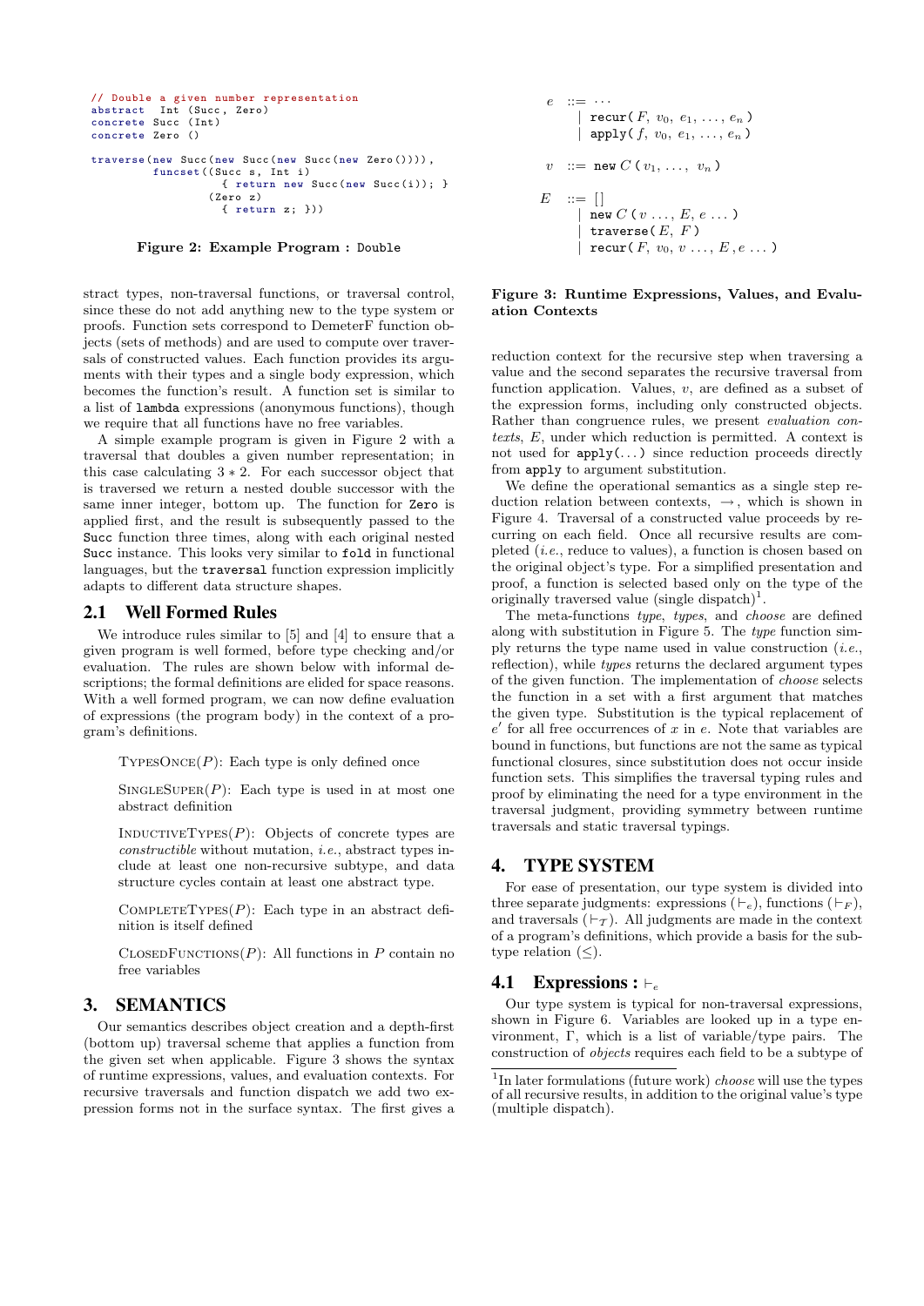```
// Double a given number representation
abstract  Int (Succ, Zero)
concrete Succ (Int)
concrete Zero ()

traverse(new Succ(new Succ(new Succ(new Zero()))),
         funcset((Succ s, Int i)
                   { return new Succ(new Succ(i)); }
                 (Zero z)
                   { return z; }))
```

**Figure 2: Example Program : `Double`**

stract types, non-traversal functions, or traversal control, since these do not add anything new to the type system or proofs. Function sets correspond to DemeterF function objects (sets of methods) and are used to compute over traversals of constructed values. Each function provides its arguments with their types and a single body expression, which becomes the function's result. A function set is similar to a list of `lambda` expressions (anonymous functions), though we require that all functions have no free variables.

A simple example program is given in Figure 2 with a traversal that doubles a given number representation; in this case calculating $3 * 2$. For each successor object that is traversed we return a nested double successor with the same inner integer, bottom up. The function for `Zero` is applied first, and the result is subsequently passed to the `Succ` function three times, along with each original nested `Succ` instance. This looks very similar to `fold` in functional languages, but the `traversal` function expression implicitly adapts to different data structure shapes.

## 2.1 Well Formed Rules

We introduce rules similar to [5] and [4] to ensure that a given program is well formed, before type checking and/or evaluation. The rules are shown below with informal descriptions; the formal definitions are elided for space reasons. With a well formed program, we can now define evaluation of expressions (the program body) in the context of a program's definitions.

TypesOnce($P$): Each type is only defined once

SingleSuper($P$): Each type is used in at most one abstract definition

InductiveTypes($P$): Objects of concrete types are *constructible* without mutation, *i.e.*, abstract types include at least one non-recursive subtype, and data structure cycles contain at least one abstract type.

CompleteTypes($P$): Each type in an abstract definition is itself defined

ClosedFunctions($P$): All functions in $P$ contain no free variables

# 3. SEMANTICS

Our semantics describes object creation and a depth-first (bottom up) traversal scheme that applies a function from the given set when applicable. Figure 3 shows the syntax of runtime expressions, values, and evaluation contexts. For recursive traversals and function dispatch we add two expression forms not in the surface syntax. The first gives a reduction context for the recursive step when traversing a value and the second separates the recursive traversal from function application. Values, $v$, are defined as a subset of the expression forms, including only constructed objects. Rather than congruence rules, we present *evaluation contexts*, $E$, under which reduction is permitted. A context is not used for `apply(...)` since reduction proceeds directly from `apply` to argument substitution.

$$
\begin{array}{lcl}
e & ::= & \cdots \\
 & | & \texttt{recur}(\,F,\ v_0,\ e_1,\ \ldots,\ e_n\,) \\
 & | & \texttt{apply}(\,f,\ v_0,\ e_1,\ \ldots,\ e_n\,) \\
 & & \\
v & ::= & \texttt{new}\ C\,(\,v_1,\ \ldots,\ v_n\,) \\
 & & \\
E & ::= & [\,] \\
 & | & \texttt{new}\ C\,(\,v\ \ldots,\ E,\ e\ \ldots\,) \\
 & | & \texttt{traverse}(\,E,\ F\,) \\
 & | & \texttt{recur}(\,F,\ v_0,\ v\ \ldots,\ E\,,e\ \ldots\,)
\end{array}
$$

**Figure 3: Runtime Expressions, Values, and Evaluation Contexts**

We define the operational semantics as a single step reduction relation between contexts, $\rightarrow$, which is shown in Figure 4. Traversal of a constructed value proceeds by recurring on each field. Once all recursive results are completed (*i.e.*, reduce to values), a function is chosen based on the original object's type. For a simplified presentation and proof, a function is selected based only on the type of the originally traversed value (single dispatch)[1].

The meta-functions *type*, *types*, and *choose* are defined along with substitution in Figure 5. The *type* function simply returns the type name used in value construction (*i.e.*, reflection), while *types* returns the declared argument types of the given function. The implementation of *choose* selects the function in a set with a first argument that matches the given type. Substitution is the typical replacement of $e'$ for all free occurrences of $x$ in $e$. Note that variables are bound in functions, but functions are not the same as typical functional closures, since substitution does not occur inside function sets. This simplifies the traversal typing rules and proof by eliminating the need for a type environment in the traversal judgment, providing symmetry between runtime traversals and static traversal typings.

# 4. TYPE SYSTEM

For ease of presentation, our type system is divided into three separate judgments: expressions ($\vdash_e$), functions ($\vdash_F$), and traversals ($\vdash_{\mathcal{T}}$). All judgments are made in the context of a program's definitions, which provide a basis for the subtype relation ($\leq$).

## 4.1 Expressions : $\vdash_e$

Our type system is typical for non-traversal expressions, shown in Figure 6. Variables are looked up in a type environment, $\Gamma$, which is a list of variable/type pairs. The construction of *objects* requires each field to be a subtype of

---

[1] In later formulations (future work) *choose* will use the types of all recursive results, in addition to the original value's type (multiple dispatch).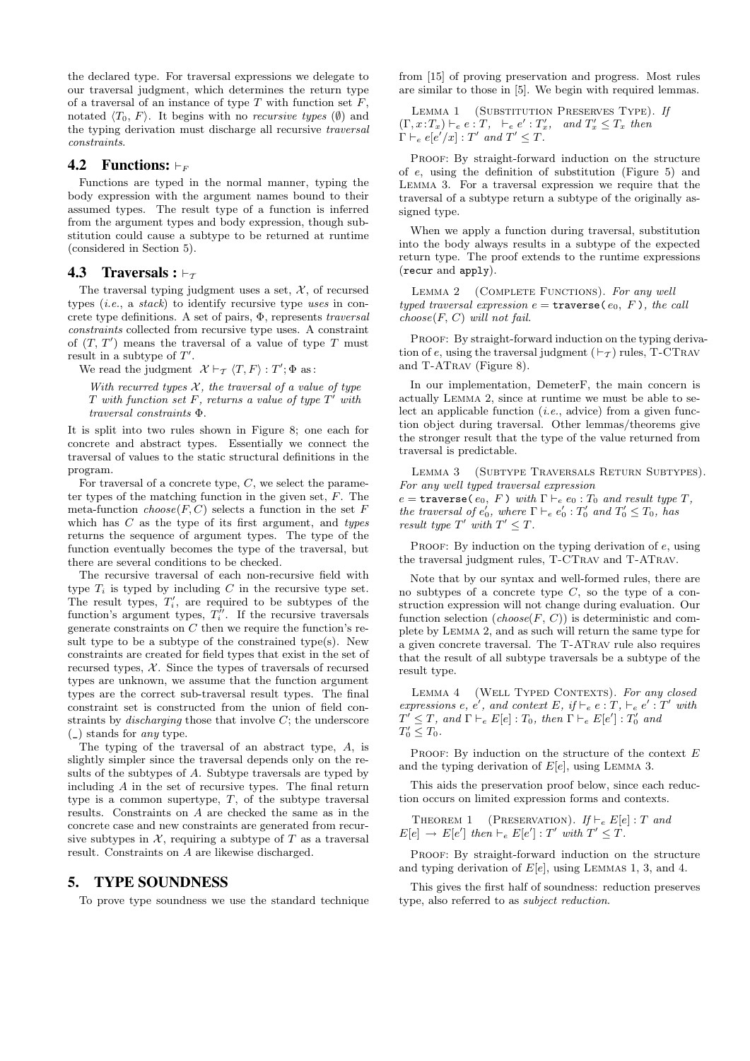the declared type. For traversal expressions we delegate to our traversal judgment, which determines the return type of a traversal of an instance of type $T$ with function set $F$, notated $\langle T_0, F\rangle$. It begins with no *recursive types* ($\emptyset$) and the typing derivation must discharge all recursive *traversal constraints*.

## 4.2 Functions: $\vdash_F$

Functions are typed in the normal manner, typing the body expression with the argument names bound to their assumed types. The result type of a function is inferred from the argument types and body expression, though substitution could cause a subtype to be returned at runtime (considered in Section 5).

## 4.3 Traversals : $\vdash_{\mathcal{T}}$

The traversal typing judgment uses a set, $\mathcal{X}$, of recursed types (*i.e.*, a *stack*) to identify recursive type *uses* in concrete type definitions. A set of pairs, $\Phi$, represents *traversal constraints* collected from recursive type uses. A constraint of $(T, T')$ means the traversal of a value of type $T$ must result in a subtype of $T'$.

We read the judgment $\mathcal{X} \vdash_{\mathcal{T}} \langle T, F\rangle : T'; \Phi$ as:

*With recurred types $\mathcal{X}$, the traversal of a value of type $T$ with function set $F$, returns a value of type $T'$ with traversal constraints $\Phi$.*

It is split into two rules shown in Figure 8; one each for concrete and abstract types. Essentially we connect the traversal of values to the static structural definitions in the program.

For traversal of a concrete type, $C$, we select the parameter types of the matching function in the given set, $F$. The meta-function $choose(F, C)$ selects a function in the set $F$ which has $C$ as the type of its first argument, and *types* returns the sequence of argument types. The type of the function eventually becomes the type of the traversal, but there are several conditions to be checked.

The recursive traversal of each non-recursive field with type $T_i$ is typed by including $C$ in the recursive type set. The result types, $T_i'$, are required to be subtypes of the function's argument types, $T_i''$. If the recursive traversals generate constraints on $C$ then we require the function's result type to be a subtype of the constrained type(s). New constraints are created for field types that exist in the set of recursed types, $\mathcal{X}$. Since the types of traversals of recursed types are unknown, we assume that the function argument types are the correct sub-traversal result types. The final constraint set is constructed from the union of field constraints by *discharging* those that involve $C$; the underscore (\_) stands for *any* type.

The typing of the traversal of an abstract type, $A$, is slightly simpler since the traversal depends only on the results of the subtypes of $A$. Subtype traversals are typed by including $A$ in the set of recursive types. The final return type is a common supertype, $T$, of the subtype traversal results. Constraints on $A$ are checked the same as in the concrete case and new constraints are generated from recursive subtypes in $\mathcal{X}$, requiring a subtype of $T$ as a traversal result. Constraints on $A$ are likewise discharged.

# 5. TYPE SOUNDNESS

To prove type soundness we use the standard technique from [15] of proving preservation and progress. Most rules are similar to those in [5]. We begin with required lemmas.

**Lemma 1** (Substitution Preserves Type). *If $(\Gamma, x{:}T_x) \vdash_e e : T$, $\vdash_e e' : T_x'$, and $T_x' \le T_x$ then $\Gamma \vdash_e e[e'/x] : T'$ and $T' \le T$.*

Proof: By straight-forward induction on the structure of $e$, using the definition of substitution (Figure 5) and Lemma 3. For a traversal expression we require that the traversal of a subtype return a subtype of the originally assigned type.

When we apply a function during traversal, substitution into the body always results in a subtype of the expected return type. The proof extends to the runtime expressions (`recur` and `apply`).

**Lemma 2** (Complete Functions). *For any well typed traversal expression $e =$ `traverse(` $e_0$, $F$ `)`, the call $choose(F, C)$ will not fail.*

Proof: By straight-forward induction on the typing derivation of $e$, using the traversal judgment ($\vdash_{\mathcal{T}}$) rules, T-CTrav and T-ATrav (Figure 8).

In our implementation, DemeterF, the main concern is actually Lemma 2, since at runtime we must be able to select an applicable function (*i.e.*, advice) from a given function object during traversal. Other lemmas/theorems give the stronger result that the type of the value returned from traversal is predictable.

**Lemma 3** (Subtype Traversals Return Subtypes). *For any well typed traversal expression $e =$ `traverse(` $e_0$, $F$ `)` with $\Gamma \vdash_e e_0 : T_0$ and result type $T$, the traversal of $e_0'$, where $\Gamma \vdash_e e_0' : T_0'$ and $T_0' \le T_0$, has result type $T'$ with $T' \le T$.*

Proof: By induction on the typing derivation of $e$, using the traversal judgment rules, T-CTrav and T-ATrav.

Note that by our syntax and well-formed rules, there are no subtypes of a concrete type $C$, so the type of a construction expression will not change during evaluation. Our function selection ($choose(F, C)$) is deterministic and complete by Lemma 2, and as such will return the same type for a given concrete traversal. The T-ATrav rule also requires that the result of all subtype traversals be a subtype of the result type.

**Lemma 4** (Well Typed Contexts). *For any closed expressions $e$, $e'$, and context $E$, if $\vdash_e e : T$, $\vdash_e e' : T'$ with $T' \le T$, and $\Gamma \vdash_e E[e] : T_0$, then $\Gamma \vdash_e E[e'] : T_0'$ and $T_0' \le T_0$.*

Proof: By induction on the structure of the context $E$ and the typing derivation of $E[e]$, using Lemma 3.

This aids the preservation proof below, since each reduction occurs on limited expression forms and contexts.

**Theorem 1** (Preservation). *If $\vdash_e E[e] : T$ and $E[e] \rightarrow E[e']$ then $\vdash_e E[e'] : T'$ with $T' \le T$.*

Proof: By straight-forward induction on the structure and typing derivation of $E[e]$, using Lemmas 1, 3, and 4.

This gives the first half of soundness: reduction preserves type, also referred to as *subject reduction*.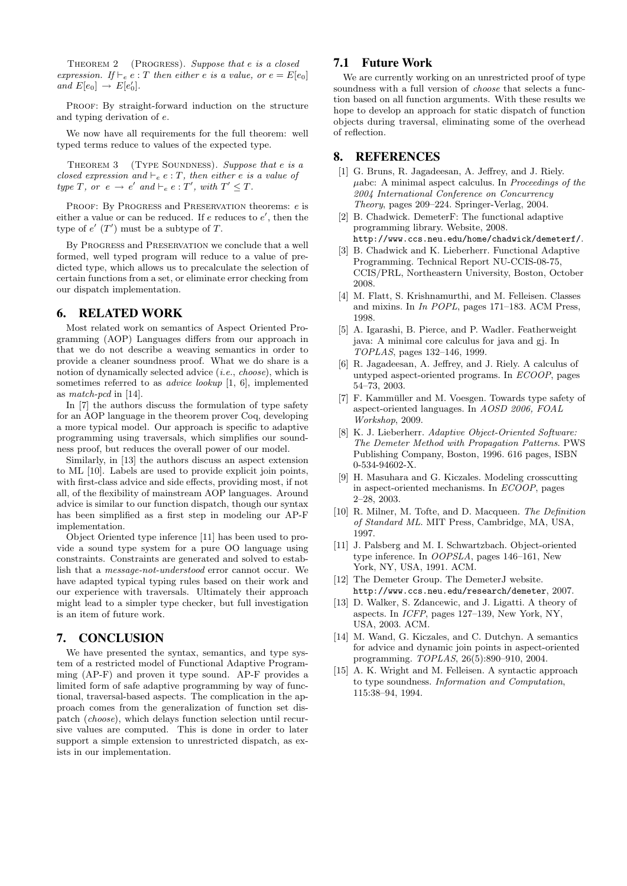THEOREM 2 (PROGRESS). *Suppose that $e$ is a closed expression. If $\vdash_e e : T$ then either $e$ is a value, or $e = E[e_0]$ and $E[e_0] \rightarrow E[e_0']$.*

PROOF: By straight-forward induction on the structure and typing derivation of $e$.

We now have all requirements for the full theorem: well typed terms reduce to values of the expected type.

THEOREM 3 (TYPE SOUNDNESS). *Suppose that $e$ is a closed expression and $\vdash_e e : T$, then either $e$ is a value of type $T$, or $e \rightarrow e'$ and $\vdash_e e : T'$, with $T' \leq T$.*

PROOF: By PROGRESS and PRESERVATION theorems: $e$ is either a value or can be reduced. If $e$ reduces to $e'$, then the type of $e'$ ($T'$) must be a subtype of $T$.

By PROGRESS and PRESERVATION we conclude that a well formed, well typed program will reduce to a value of predicted type, which allows us to precalculate the selection of certain functions from a set, or eliminate error checking from our dispatch implementation.

## 6. RELATED WORK

Most related work on semantics of Aspect Oriented Programming (AOP) Languages differs from our approach in that we do not describe a weaving semantics in order to provide a cleaner soundness proof. What we do share is a notion of dynamically selected advice (*i.e.*, *choose*), which is sometimes referred to as *advice lookup* [1, 6], implemented as *match-pcd* in [14].

In [7] the authors discuss the formulation of type safety for an AOP language in the theorem prover Coq, developing a more typical model. Our approach is specific to adaptive programming using traversals, which simplifies our soundness proof, but reduces the overall power of our model.

Similarly, in [13] the authors discuss an aspect extension to ML [10]. Labels are used to provide explicit join points, with first-class advice and side effects, providing most, if not all, of the flexibility of mainstream AOP languages. Around advice is similar to our function dispatch, though our syntax has been simplified as a first step in modeling our AP-F implementation.

Object Oriented type inference [11] has been used to provide a sound type system for a pure OO language using constraints. Constraints are generated and solved to establish that a *message-not-understood* error cannot occur. We have adapted typical typing rules based on their work and our experience with traversals. Ultimately their approach might lead to a simpler type checker, but full investigation is an item of future work.

## 7. CONCLUSION

We have presented the syntax, semantics, and type system of a restricted model of Functional Adaptive Programming (AP-F) and proven it type sound. AP-F provides a limited form of safe adaptive programming by way of functional, traversal-based aspects. The complication in the approach comes from the generalization of function set dispatch (*choose*), which delays function selection until recursive values are computed. This is done in order to later support a simple extension to unrestricted dispatch, as exists in our implementation.

### 7.1 Future Work

We are currently working on an unrestricted proof of type soundness with a full version of *choose* that selects a function based on all function arguments. With these results we hope to develop an approach for static dispatch of function objects during traversal, eliminating some of the overhead of reflection.

## 8. REFERENCES

[1] G. Bruns, R. Jagadeesan, A. Jeffrey, and J. Riely. μabc: A minimal aspect calculus. In *Proceedings of the 2004 International Conference on Concurrency Theory*, pages 209–224. Springer-Verlag, 2004.

[2] B. Chadwick. DemeterF: The functional adaptive programming library. Website, 2008. http://www.ccs.neu.edu/home/chadwick/demeterf/.

[3] B. Chadwick and K. Lieberherr. Functional Adaptive Programming. Technical Report NU-CCIS-08-75, CCIS/PRL, Northeastern University, Boston, October 2008.

[4] M. Flatt, S. Krishnamurthi, and M. Felleisen. Classes and mixins. In *In POPL*, pages 171–183. ACM Press, 1998.

[5] A. Igarashi, B. Pierce, and P. Wadler. Featherweight java: A minimal core calculus for java and gj. In *TOPLAS*, pages 132–146, 1999.

[6] R. Jagadeesan, A. Jeffrey, and J. Riely. A calculus of untyped aspect-oriented programs. In *ECOOP*, pages 54–73, 2003.

[7] F. Kammüller and M. Voesgen. Towards type safety of aspect-oriented languages. In *AOSD 2006, FOAL Workshop*, 2009.

[8] K. J. Lieberherr. *Adaptive Object-Oriented Software: The Demeter Method with Propagation Patterns*. PWS Publishing Company, Boston, 1996. 616 pages, ISBN 0-534-94602-X.

[9] H. Masuhara and G. Kiczales. Modeling crosscutting in aspect-oriented mechanisms. In *ECOOP*, pages 2–28, 2003.

[10] R. Milner, M. Tofte, and D. Macqueen. *The Definition of Standard ML*. MIT Press, Cambridge, MA, USA, 1997.

[11] J. Palsberg and M. I. Schwartzbach. Object-oriented type inference. In *OOPSLA*, pages 146–161, New York, NY, USA, 1991. ACM.

[12] The Demeter Group. The DemeterJ website. http://www.ccs.neu.edu/research/demeter, 2007.

[13] D. Walker, S. Zdancewic, and J. Ligatti. A theory of aspects. In *ICFP*, pages 127–139, New York, NY, USA, 2003. ACM.

[14] M. Wand, G. Kiczales, and C. Dutchyn. A semantics for advice and dynamic join points in aspect-oriented programming. *TOPLAS*, 26(5):890–910, 2004.

[15] A. K. Wright and M. Felleisen. A syntactic approach to type soundness. *Information and Computation*, 115:38–94, 1994.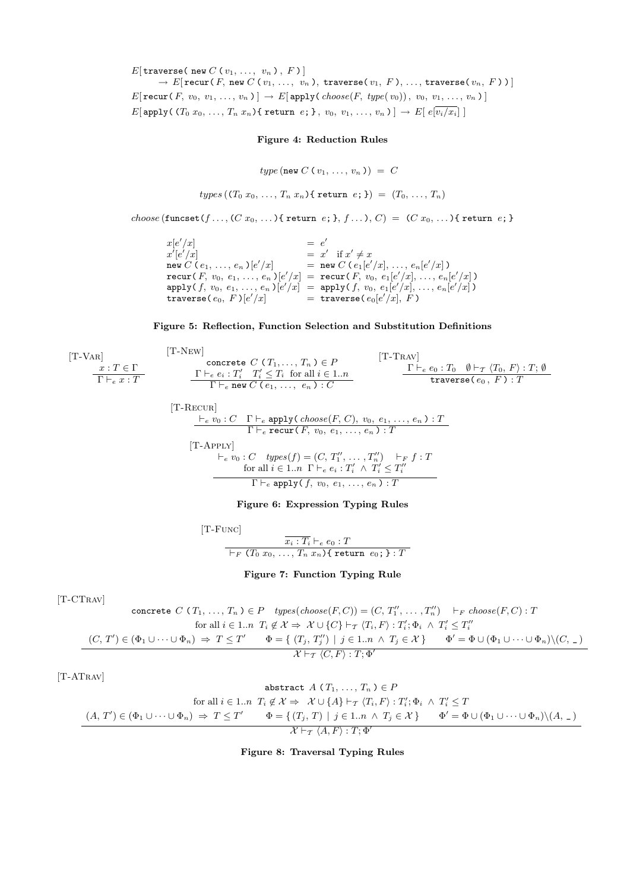$$E[\,\texttt{traverse(}\ \texttt{new}\ C\,(\,v_1,\,\ldots,\,v_n\,)\,,\ F\,)\,]$$
$$\rightarrow E[\,\texttt{recur(}\,F,\ \texttt{new}\ C\,(\,v_1,\,\ldots,\,v_n\,),\ \texttt{traverse(}\,v_1,\ F\,),\,\ldots,\,\texttt{traverse(}\,v_n,\ F\,)\,)\,]$$
$$E[\,\texttt{recur(}\,F,\ v_0,\ v_1,\,\ldots,\,v_n\,)\,] \rightarrow E[\,\texttt{apply(}\,\mathit{choose}(F,\ \mathit{type}(v_0))\,,\ v_0,\ v_1,\,\ldots,\,v_n\,)\,]$$
$$E[\,\texttt{apply(}\,(T_0\ x_0,\,\ldots,\,T_n\ x_n)\texttt{\{ return }\ e;\texttt{\}},\ v_0,\ v_1,\,\ldots,\,v_n\,)\,] \rightarrow E[\ e[\overline{v_i/x_i}]\ ]$$

**Figure 4: Reduction Rules**

$$\mathit{type}\,(\texttt{new}\ C\,(\,v_1,\,\ldots,\,v_n\,))\ =\ C$$

$$\mathit{types}\,((T_0\ x_0,\,\ldots,\,T_n\ x_n)\texttt{\{ return }\ e;\texttt{\}})\ =\ (T_0,\,\ldots,\,T_n)$$

$$\mathit{choose}\,(\texttt{funcset(}f\ldots,(C\ x_0,\,\ldots)\texttt{\{ return }\ e;\texttt{\}},\,f\ldots),\ C)\ =\ (C\ x_0,\,\ldots)\texttt{\{ return }\ e;\texttt{\}}$$

$$\begin{array}{lcl}
x[e'/x] & = & e' \\
x'[e'/x] & = & x' \quad \text{if } x' \neq x \\
\texttt{new}\ C\,(\,e_1,\,\ldots,\,e_n\,)[e'/x] & = & \texttt{new}\ C\,(\,e_1[e'/x],\,\ldots,\,e_n[e'/x]\,) \\
\texttt{recur(}\,F,\ v_0,\ e_1,\,\ldots,\,e_n\,)[e'/x] & = & \texttt{recur(}\,F,\ v_0,\ e_1[e'/x],\,\ldots,\,e_n[e'/x]\,) \\
\texttt{apply(}\,f,\ v_0,\ e_1,\,\ldots,\,e_n\,)[e'/x] & = & \texttt{apply(}\,f,\ v_0,\ e_1[e'/x],\,\ldots,\,e_n[e'/x]\,) \\
\texttt{traverse(}\,e_0,\ F\,)[e'/x] & = & \texttt{traverse(}\,e_0[e'/x],\ F\,)
\end{array}$$

**Figure 5: Reflection, Function Selection and Substitution Definitions**

[T-Var]
$$\frac{x : T \in \Gamma}{\Gamma \vdash_e x : T}$$

[T-New]
$$\frac{\texttt{concrete}\ C\ (T_1,\ldots,T_n) \in P \qquad \Gamma \vdash_e e_i : T_i' \quad T_i' \leq T_i \ \text{ for all } i \in 1..n}{\Gamma \vdash_e \texttt{new}\ C\,(\,e_1,\,\ldots,\,e_n\,) : C}$$

[T-Trav]
$$\frac{\Gamma \vdash_e e_0 : T_0 \quad \emptyset \vdash_{\mathcal{T}} \langle T_0,\,F\rangle : T;\emptyset}{\texttt{traverse(}\,e_0\,,\ F\,) : T}$$

[T-Recur]
$$\frac{\vdash_e v_0 : C \quad \Gamma \vdash_e \texttt{apply(}\,\mathit{choose}(F,\,C),\ v_0,\ e_1,\,\ldots,\,e_n\,) : T}{\Gamma \vdash_e \texttt{recur(}\,F,\ v_0,\ e_1,\,\ldots,\,e_n\,) : T}$$

[T-Apply]
$$\frac{\vdash_e v_0 : C \quad \mathit{types}(f) = (C,\,T_1'',\,\ldots,\,T_n'') \quad \vdash_F f : T \qquad \text{for all } i \in 1..n\ \ \Gamma \vdash_e e_i : T_i' \ \wedge\ T_i' \leq T_i''}{\Gamma \vdash_e \texttt{apply(}\,f,\ v_0,\ e_1,\,\ldots,\,e_n\,) : T}$$

**Figure 6: Expression Typing Rules**

[T-Func]
$$\frac{\overline{x_i : T_i} \vdash_e e_0 : T}{\vdash_F (T_0\ x_0,\,\ldots,\,T_n\ x_n)\texttt{\{ return }\ e_0;\texttt{\}} : T}$$

**Figure 7: Function Typing Rule**

[T-CTrav]
$$\frac{\begin{array}{c}\texttt{concrete}\ C\ (\,T_1,\,\ldots,\,T_n\,) \in P \quad \mathit{types}(\mathit{choose}(F,C)) = (C,\,T_1'',\,\ldots,\,T_n'') \quad \vdash_F \mathit{choose}(F,C) : T \\ \text{for all } i \in 1..n\ \ T_i \notin \mathcal{X} \Rightarrow\ \mathcal{X} \cup \{C\} \vdash_{\mathcal{T}} \langle T_i, F\rangle : T_i';\Phi_i \ \wedge\ T_i' \leq T_i'' \\ (C,\,T') \in (\Phi_1 \cup \cdots \cup \Phi_n)\ \Rightarrow\ T \leq T' \qquad \Phi = \{\,(T_j,\,T_j'')\ \mid\ j \in 1..n\ \wedge\ T_j \in \mathcal{X}\,\} \qquad \Phi' = \Phi \cup (\Phi_1 \cup \cdots \cup \Phi_n)\backslash(C,\ \_\,)\end{array}}{\mathcal{X} \vdash_{\mathcal{T}} \langle C, F\rangle : T;\Phi'}$$

[T-ATrav]
$$\frac{\begin{array}{c}\texttt{abstract}\ A\ (\,T_1,\,\ldots,\,T_n\,) \in P \\ \text{for all } i \in 1..n\ \ T_i \notin \mathcal{X} \Rightarrow\ \ \mathcal{X} \cup \{A\} \vdash_{\mathcal{T}} \langle T_i, F\rangle : T_i';\Phi_i \ \wedge\ T_i' \leq T \\ (A,\,T') \in (\Phi_1 \cup \cdots \cup \Phi_n)\ \Rightarrow\ T \leq T' \qquad \Phi = \{\,(T_j,\,T)\ \mid\ j \in 1..n\ \wedge\ T_j \in \mathcal{X}\,\} \qquad \Phi' = \Phi \cup (\Phi_1 \cup \cdots \cup \Phi_n)\backslash(A,\ \_\,)\end{array}}{\mathcal{X} \vdash_{\mathcal{T}} \langle A, F\rangle : T;\Phi'}$$

**Figure 8: Traversal Typing Rules**